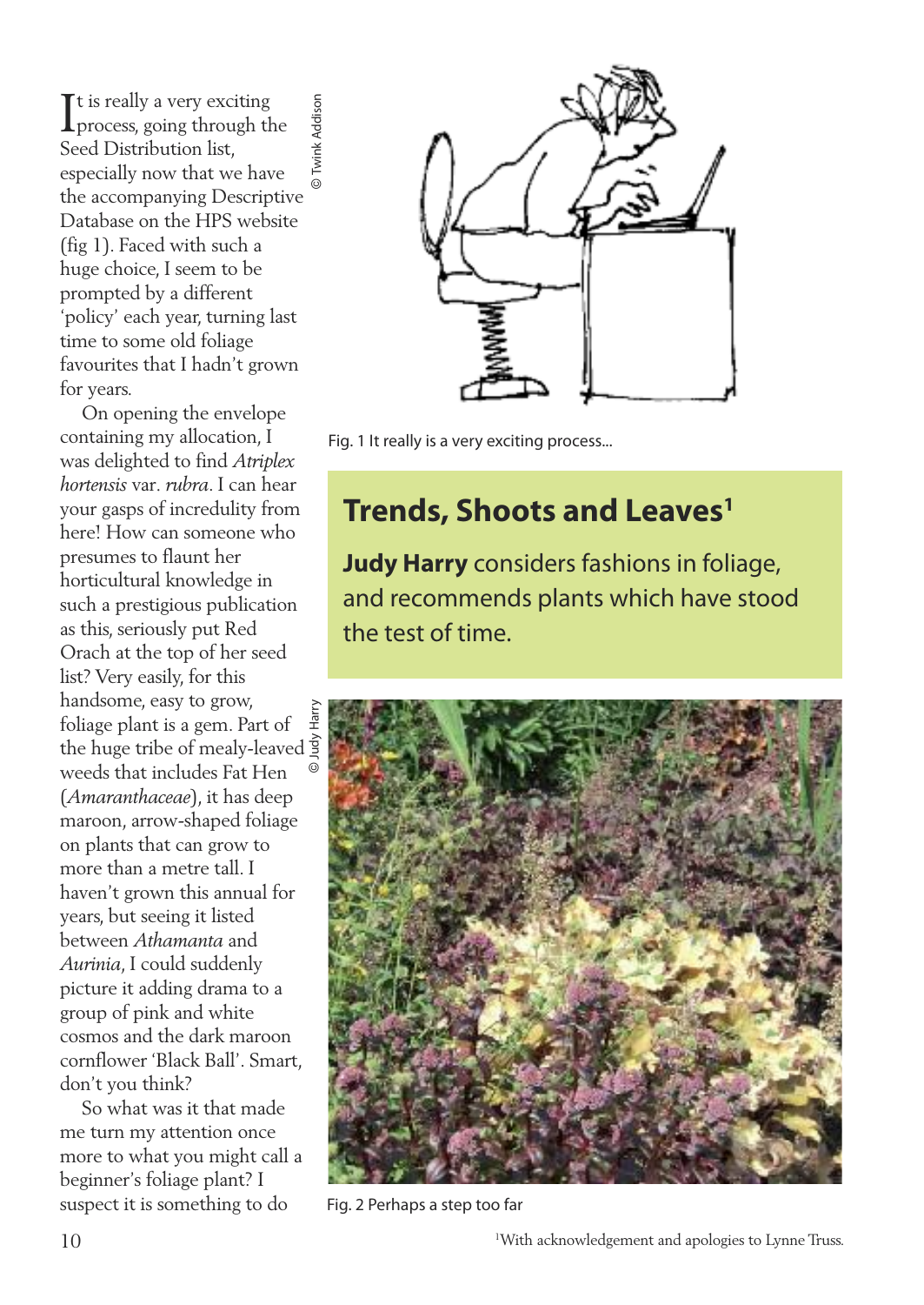# Trends, Shoots and Leaves[1]

**Judy Harry** considers fashions in foliage, and recommends plants which have stood the test of time.

It is really a very exciting process, going through the Seed Distribution list, especially now that we have the accompanying Descriptive Database on the HPS website (fig 1). Faced with such a huge choice, I seem to be prompted by a different 'policy' each year, turning last time to some old foliage favourites that I hadn't grown for years.

On opening the envelope containing my allocation, I was delighted to find *Atriplex hortensis* var. *rubra*. I can hear your gasps of incredulity from here! How can someone who presumes to flaunt her horticultural knowledge in such a prestigious publication as this, seriously put Red Orach at the top of her seed list? Very easily, for this handsome, easy to grow, foliage plant is a gem. Part of the huge tribe of mealy-leaved weeds that includes Fat Hen (*Amaranthaceae*), it has deep maroon, arrow-shaped foliage on plants that can grow to more than a metre tall. I haven't grown this annual for years, but seeing it listed between *Athamanta* and *Aurinia*, I could suddenly picture it adding drama to a group of pink and white cosmos and the dark maroon cornflower 'Black Ball'. Smart, don't you think?

So what was it that made me turn my attention once more to what you might call a beginner's foliage plant? I suspect it is something to do

© Twink Addison

Fig. 1 It really is a very exciting process...

© Judy Harry

Fig. 2 Perhaps a step too far

[1] With acknowledgement and apologies to Lynne Truss.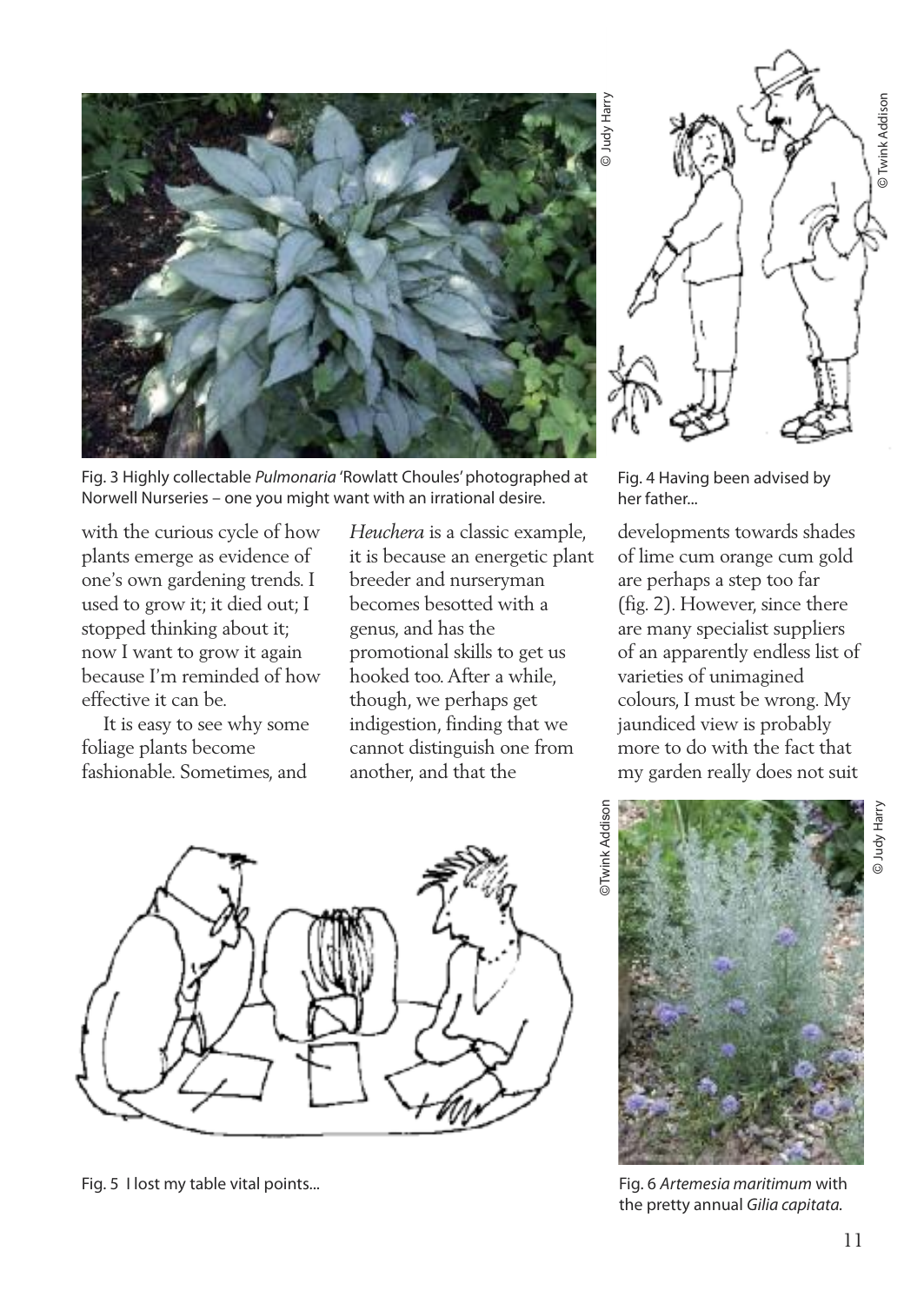Fig. 3 Highly collectable *Pulmonaria* 'Rowlatt Choules' photographed at Norwell Nurseries – one you might want with an irrational desire.

Fig. 4 Having been advised by her father...

with the curious cycle of how plants emerge as evidence of one's own gardening trends. I used to grow it; it died out; I stopped thinking about it; now I want to grow it again because I'm reminded of how effective it can be.

It is easy to see why some foliage plants become fashionable. Sometimes, and *Heuchera* is a classic example, it is because an energetic plant breeder and nurseryman becomes besotted with a genus, and has the promotional skills to get us hooked too. After a while, though, we perhaps get indigestion, finding that we cannot distinguish one from another, and that the developments towards shades of lime cum orange cum gold are perhaps a step too far (fig. 2). However, since there are many specialist suppliers of an apparently endless list of varieties of unimagined colours, I must be wrong. My jaundiced view is probably more to do with the fact that my garden really does not suit

Fig. 5 I lost my table vital points...

Fig. 6 *Artemesia maritimum* with the pretty annual *Gilia capitata*.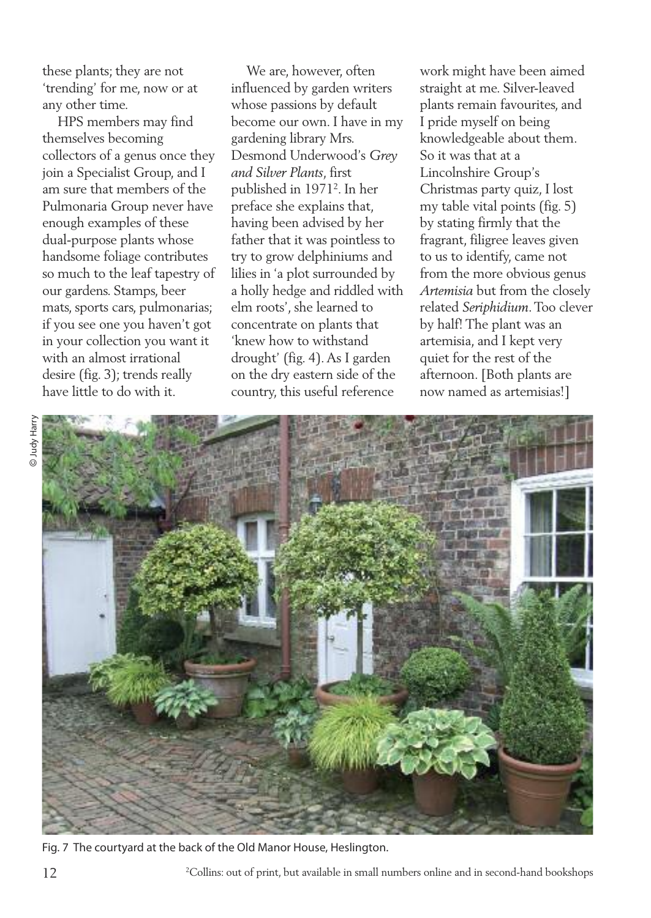these plants; they are not 'trending' for me, now or at any other time.

HPS members may find themselves becoming collectors of a genus once they join a Specialist Group, and I am sure that members of the Pulmonaria Group never have enough examples of these dual-purpose plants whose handsome foliage contributes so much to the leaf tapestry of our gardens. Stamps, beer mats, sports cars, pulmonarias; if you see one you haven't got in your collection you want it with an almost irrational desire (fig. 3); trends really have little to do with it.

We are, however, often influenced by garden writers whose passions by default become our own. I have in my gardening library Mrs. Desmond Underwood's *Grey and Silver Plants*, first published in 1971[2]. In her preface she explains that, having been advised by her father that it was pointless to try to grow delphiniums and lilies in 'a plot surrounded by a holly hedge and riddled with elm roots', she learned to concentrate on plants that 'knew how to withstand drought' (fig. 4). As I garden on the dry eastern side of the country, this useful reference work might have been aimed straight at me. Silver-leaved plants remain favourites, and I pride myself on being knowledgeable about them. So it was that at a Lincolnshire Group's Christmas party quiz, I lost my table vital points (fig. 5) by stating firmly that the fragrant, filigree leaves given to us to identify, came not from the more obvious genus *Artemisia* but from the closely related *Seriphidium*. Too clever by half! The plant was an artemisia, and I kept very quiet for the rest of the afternoon. [Both plants are now named as artemisias!]

© Judy Harry

Fig. 7 The courtyard at the back of the Old Manor House, Heslington.

[2] Collins: out of print, but available in small numbers online and in second-hand bookshops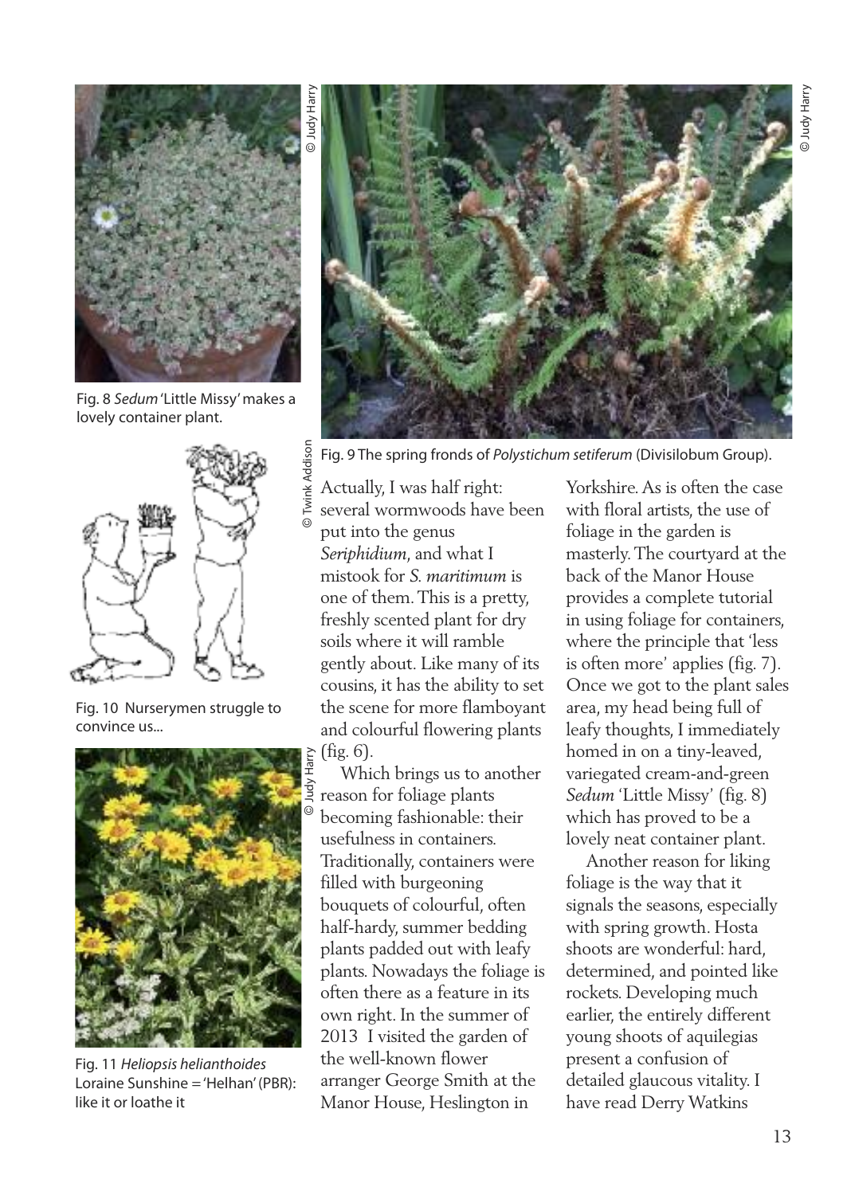Fig. 8 *Sedum* 'Little Missy' makes a lovely container plant.

Fig. 9 The spring fronds of *Polystichum setiferum* (Divisilobum Group).

Fig. 10 Nurserymen struggle to convince us...

Fig. 11 *Heliopsis helianthoides* Loraine Sunshine = 'Helhan' (PBR): like it or loathe it

Actually, I was half right: several wormwoods have been put into the genus *Seriphidium*, and what I mistook for *S. maritimum* is one of them. This is a pretty, freshly scented plant for dry soils where it will ramble gently about. Like many of its cousins, it has the ability to set the scene for more flamboyant and colourful flowering plants (fig. 6).

Which brings us to another reason for foliage plants becoming fashionable: their usefulness in containers. Traditionally, containers were filled with burgeoning bouquets of colourful, often half-hardy, summer bedding plants padded out with leafy plants. Nowadays the foliage is often there as a feature in its own right. In the summer of 2013 I visited the garden of the well-known flower arranger George Smith at the Manor House, Heslington in Yorkshire. As is often the case with floral artists, the use of foliage in the garden is masterly. The courtyard at the back of the Manor House provides a complete tutorial in using foliage for containers, where the principle that 'less is often more' applies (fig. 7). Once we got to the plant sales area, my head being full of leafy thoughts, I immediately homed in on a tiny-leaved, variegated cream-and-green *Sedum* 'Little Missy' (fig. 8) which has proved to be a lovely neat container plant.

Another reason for liking foliage is the way that it signals the seasons, especially with spring growth. Hosta shoots are wonderful: hard, determined, and pointed like rockets. Developing much earlier, the entirely different young shoots of aquilegias present a confusion of detailed glaucous vitality. I have read Derry Watkins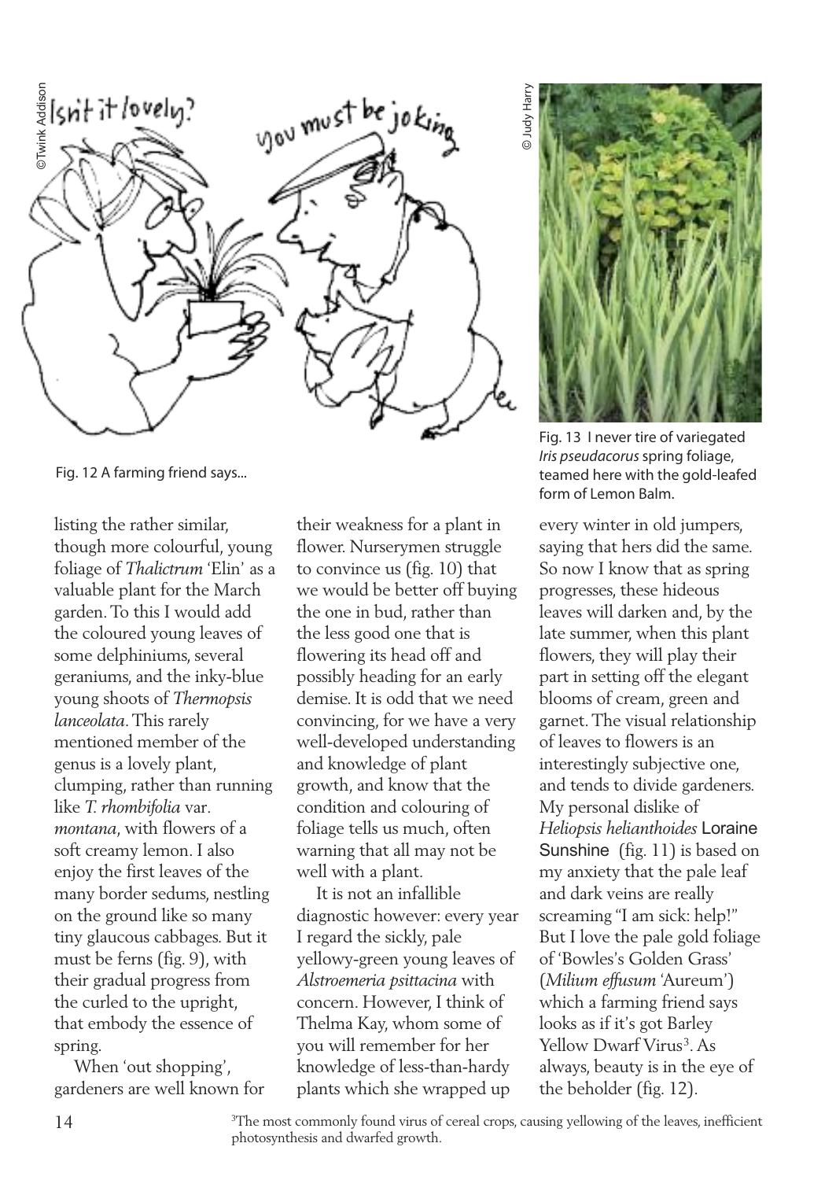Fig. 12 A farming friend says...

Fig. 13 I never tire of variegated *Iris pseudacorus* spring foliage, teamed here with the gold-leafed form of Lemon Balm.

listing the rather similar, though more colourful, young foliage of *Thalictrum* 'Elin' as a valuable plant for the March garden. To this I would add the coloured young leaves of some delphiniums, several geraniums, and the inky-blue young shoots of *Thermopsis lanceolata*. This rarely mentioned member of the genus is a lovely plant, clumping, rather than running like *T. rhombifolia* var. *montana*, with flowers of a soft creamy lemon. I also enjoy the first leaves of the many border sedums, nestling on the ground like so many tiny glaucous cabbages. But it must be ferns (fig. 9), with their gradual progress from the curled to the upright, that embody the essence of spring.

When 'out shopping', gardeners are well known for their weakness for a plant in flower. Nurserymen struggle to convince us (fig. 10) that we would be better off buying the one in bud, rather than the less good one that is flowering its head off and possibly heading for an early demise. It is odd that we need convincing, for we have a very well-developed understanding and knowledge of plant growth, and know that the condition and colouring of foliage tells us much, often warning that all may not be well with a plant.

It is not an infallible diagnostic however: every year I regard the sickly, pale yellowy-green young leaves of *Alstroemeria psittacina* with concern. However, I think of Thelma Kay, whom some of you will remember for her knowledge of less-than-hardy plants which she wrapped up every winter in old jumpers, saying that hers did the same. So now I know that as spring progresses, these hideous leaves will darken and, by the late summer, when this plant flowers, they will play their part in setting off the elegant blooms of cream, green and garnet. The visual relationship of leaves to flowers is an interestingly subjective one, and tends to divide gardeners. My personal dislike of *Heliopsis helianthoides* Loraine Sunshine (fig. 11) is based on my anxiety that the pale leaf and dark veins are really screaming "I am sick: help!" But I love the pale gold foliage of 'Bowles's Golden Grass' (*Milium effusum* 'Aureum') which a farming friend says looks as if it's got Barley Yellow Dwarf Virus[3]. As always, beauty is in the eye of the beholder (fig. 12).

[3]The most commonly found virus of cereal crops, causing yellowing of the leaves, inefficient photosynthesis and dwarfed growth.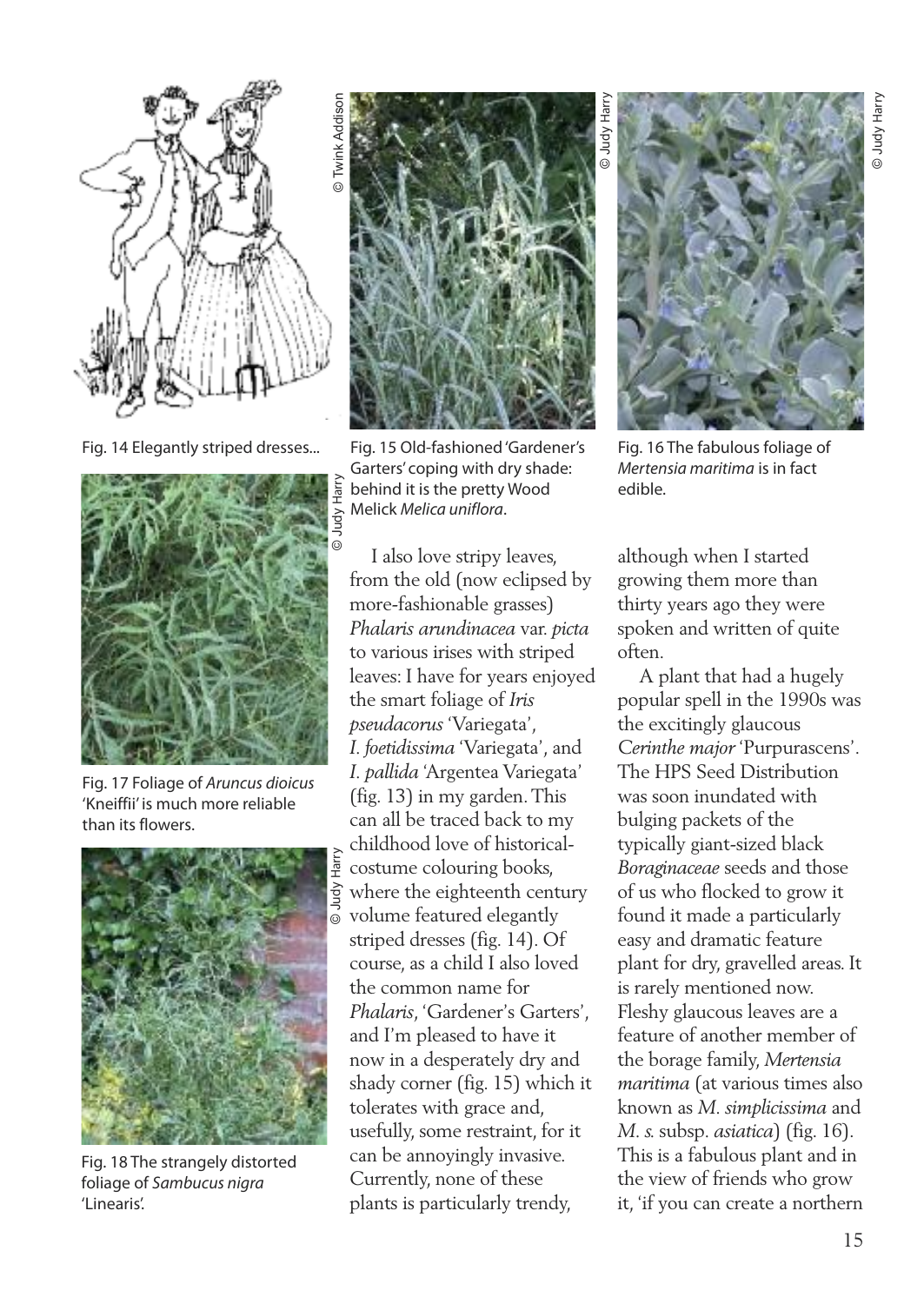Fig. 14 Elegantly striped dresses...

Fig. 15 Old-fashioned 'Gardener's Garters' coping with dry shade: behind it is the pretty Wood Melick *Melica uniflora*.

Fig. 16 The fabulous foliage of *Mertensia maritima* is in fact edible.

Fig. 17 Foliage of *Aruncus dioicus* 'Kneiffii' is much more reliable than its flowers.

Fig. 18 The strangely distorted foliage of *Sambucus nigra* 'Linearis'.

I also love stripy leaves, from the old (now eclipsed by more-fashionable grasses) *Phalaris arundinacea* var. *picta* to various irises with striped leaves: I have for years enjoyed the smart foliage of *Iris pseudacorus* 'Variegata', *I. foetidissima* 'Variegata', and *I. pallida* 'Argentea Variegata' (fig. 13) in my garden. This can all be traced back to my childhood love of historical-costume colouring books, where the eighteenth century volume featured elegantly striped dresses (fig. 14). Of course, as a child I also loved the common name for *Phalaris*, 'Gardener's Garters', and I'm pleased to have it now in a desperately dry and shady corner (fig. 15) which it tolerates with grace and, usefully, some restraint, for it can be annoyingly invasive. Currently, none of these plants is particularly trendy, although when I started growing them more than thirty years ago they were spoken and written of quite often.

A plant that had a hugely popular spell in the 1990s was the excitingly glaucous *Cerinthe major* 'Purpurascens'. The HPS Seed Distribution was soon inundated with bulging packets of the typically giant-sized black *Boraginaceae* seeds and those of us who flocked to grow it found it made a particularly easy and dramatic feature plant for dry, gravelled areas. It is rarely mentioned now. Fleshy glaucous leaves are a feature of another member of the borage family, *Mertensia maritima* (at various times also known as *M. simplicissima* and *M. s.* subsp. *asiatica*) (fig. 16). This is a fabulous plant and in the view of friends who grow it, 'if you can create a northern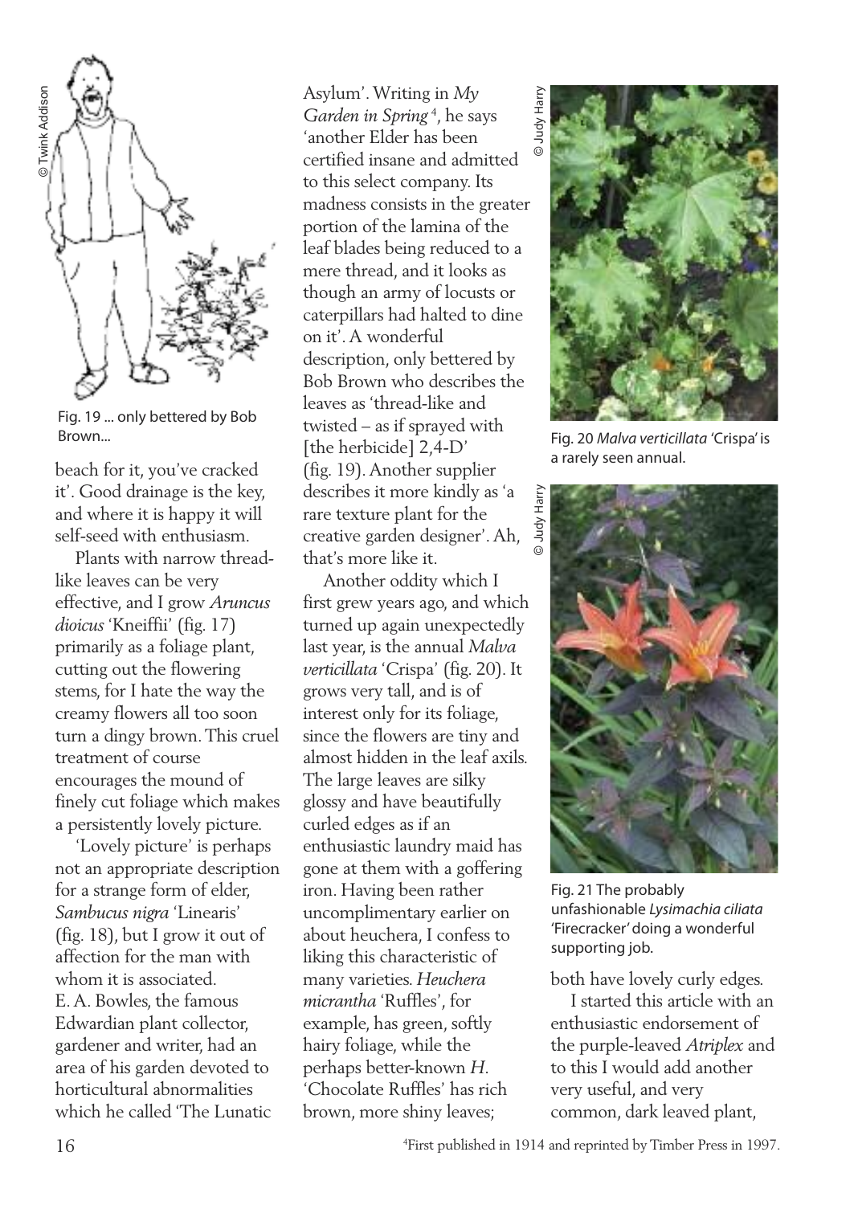Fig. 19 ... only bettered by Bob Brown...

beach for it, you've cracked it'. Good drainage is the key, and where it is happy it will self-seed with enthusiasm.

Plants with narrow thread-like leaves can be very effective, and I grow *Aruncus dioicus* 'Kneiffii' (fig. 17) primarily as a foliage plant, cutting out the flowering stems, for I hate the way the creamy flowers all too soon turn a dingy brown. This cruel treatment of course encourages the mound of finely cut foliage which makes a persistently lovely picture.

'Lovely picture' is perhaps not an appropriate description for a strange form of elder, *Sambucus nigra* 'Linearis' (fig. 18), but I grow it out of affection for the man with whom it is associated. E. A. Bowles, the famous Edwardian plant collector, gardener and writer, had an area of his garden devoted to horticultural abnormalities which he called 'The Lunatic Asylum'. Writing in *My Garden in Spring*[4], he says 'another Elder has been certified insane and admitted to this select company. Its madness consists in the greater portion of the lamina of the leaf blades being reduced to a mere thread, and it looks as though an army of locusts or caterpillars had halted to dine on it'. A wonderful description, only bettered by Bob Brown who describes the leaves as 'thread-like and twisted – as if sprayed with [the herbicide] 2,4-D' (fig. 19). Another supplier describes it more kindly as 'a rare texture plant for the creative garden designer'. Ah, that's more like it.

Another oddity which I first grew years ago, and which turned up again unexpectedly last year, is the annual *Malva verticillata* 'Crispa' (fig. 20). It grows very tall, and is of interest only for its foliage, since the flowers are tiny and almost hidden in the leaf axils. The large leaves are silky glossy and have beautifully curled edges as if an enthusiastic laundry maid has gone at them with a goffering iron. Having been rather uncomplimentary earlier on about heuchera, I confess to liking this characteristic of many varieties. *Heuchera micrantha* 'Ruffles', for example, has green, softly hairy foliage, while the perhaps better-known *H.* 'Chocolate Ruffles' has rich brown, more shiny leaves; both have lovely curly edges.

Fig. 20 *Malva verticillata* 'Crispa' is a rarely seen annual.

Fig. 21 The probably unfashionable *Lysimachia ciliata* 'Firecracker' doing a wonderful supporting job.

I started this article with an enthusiastic endorsement of the purple-leaved *Atriplex* and to this I would add another very useful, and very common, dark leaved plant,

[4]First published in 1914 and reprinted by Timber Press in 1997.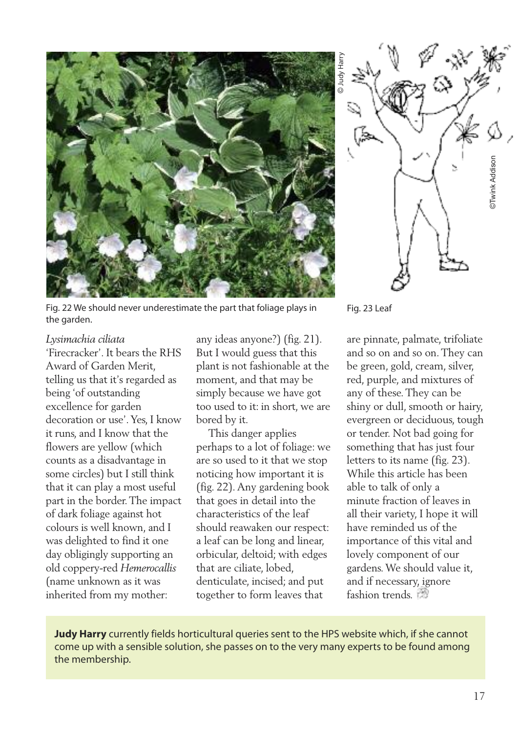Fig. 22 We should never underestimate the part that foliage plays in the garden.

Fig. 23 Leaf

*Lysimachia ciliata* 'Firecracker'. It bears the RHS Award of Garden Merit, telling us that it's regarded as being 'of outstanding excellence for garden decoration or use'. Yes, I know it runs, and I know that the flowers are yellow (which counts as a disadvantage in some circles) but I still think that it can play a most useful part in the border. The impact of dark foliage against hot colours is well known, and I was delighted to find it one day obligingly supporting an old coppery-red *Hemerocallis* (name unknown as it was inherited from my mother: any ideas anyone?) (fig. 21). But I would guess that this plant is not fashionable at the moment, and that may be simply because we have got too used to it: in short, we are bored by it.

This danger applies perhaps to a lot of foliage: we are so used to it that we stop noticing how important it is (fig. 22). Any gardening book that goes in detail into the characteristics of the leaf should reawaken our respect: a leaf can be long and linear, orbicular, deltoid; with edges that are ciliate, lobed, denticulate, incised; and put together to form leaves that are pinnate, palmate, trifoliate and so on and so on. They can be green, gold, cream, silver, red, purple, and mixtures of any of these. They can be shiny or dull, smooth or hairy, evergreen or deciduous, tough or tender. Not bad going for something that has just four letters to its name (fig. 23). While this article has been able to talk of only a minute fraction of leaves in all their variety, I hope it will have reminded us of the importance of this vital and lovely component of our gardens. We should value it, and if necessary, ignore fashion trends.

**Judy Harry** currently fields horticultural queries sent to the HPS website which, if she cannot come up with a sensible solution, she passes on to the very many experts to be found among the membership.